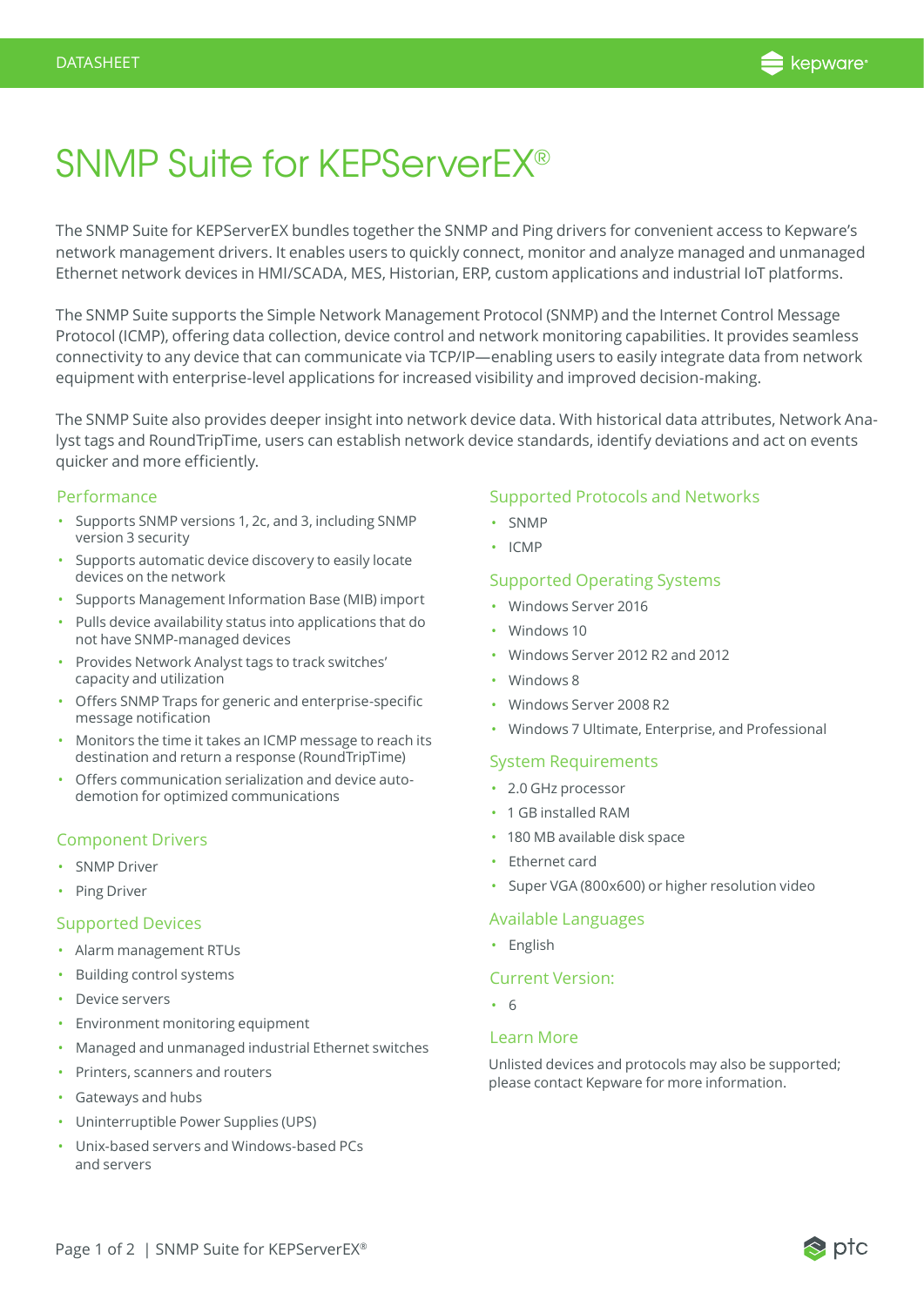DATASHEET

# SNMP Suite for KEPServerEX®

The SNMP Suite for KEPServerEX bundles together the SNMP and Ping drivers for convenient access to Kepware's network management drivers. It enables users to quickly connect, monitor and analyze managed and unmanaged Ethernet network devices in HMI/SCADA, MES, Historian, ERP, custom applications and industrial IoT platforms.

The SNMP Suite supports the Simple Network Management Protocol (SNMP) and the Internet Control Message Protocol (ICMP), offering data collection, device control and network monitoring capabilities. It provides seamless connectivity to any device that can communicate via TCP/IP—enabling users to easily integrate data from network equipment with enterprise-level applications for increased visibility and improved decision-making.

The SNMP Suite also provides deeper insight into network device data. With historical data attributes, Network Analyst tags and RoundTripTime, users can establish network device standards, identify deviations and act on events quicker and more efficiently.

## Performance

- Supports SNMP versions 1, 2c, and 3, including SNMP version 3 security
- Supports automatic device discovery to easily locate devices on the network
- Supports Management Information Base (MIB) import
- Pulls device availability status into applications that do not have SNMP-managed devices
- Provides Network Analyst tags to track switches' capacity and utilization
- Offers SNMP Traps for generic and enterprise-specific message notification
- Monitors the time it takes an ICMP message to reach its destination and return a response (RoundTripTime)
- Offers communication serialization and device auto-demotion for optimized communications

## Component Drivers

- SNMP Driver
- Ping Driver

## Supported Devices

- Alarm management RTUs
- Building control systems
- Device servers
- Environment monitoring equipment
- Managed and unmanaged industrial Ethernet switches
- Printers, scanners and routers
- Gateways and hubs
- Uninterruptible Power Supplies (UPS)
- Unix-based servers and Windows-based PCs and servers

## Supported Protocols and Networks

- SNMP
- ICMP

## Supported Operating Systems

- Windows Server 2016
- Windows 10
- Windows Server 2012 R2 and 2012
- Windows 8
- Windows Server 2008 R2
- Windows 7 Ultimate, Enterprise, and Professional

## System Requirements

- 2.0 GHz processor
- 1 GB installed RAM
- 180 MB available disk space
- Ethernet card
- Super VGA (800x600) or higher resolution video

## Available Languages

- English

## Current Version:

- 6

## Learn More

Unlisted devices and protocols may also be supported; please contact Kepware for more information.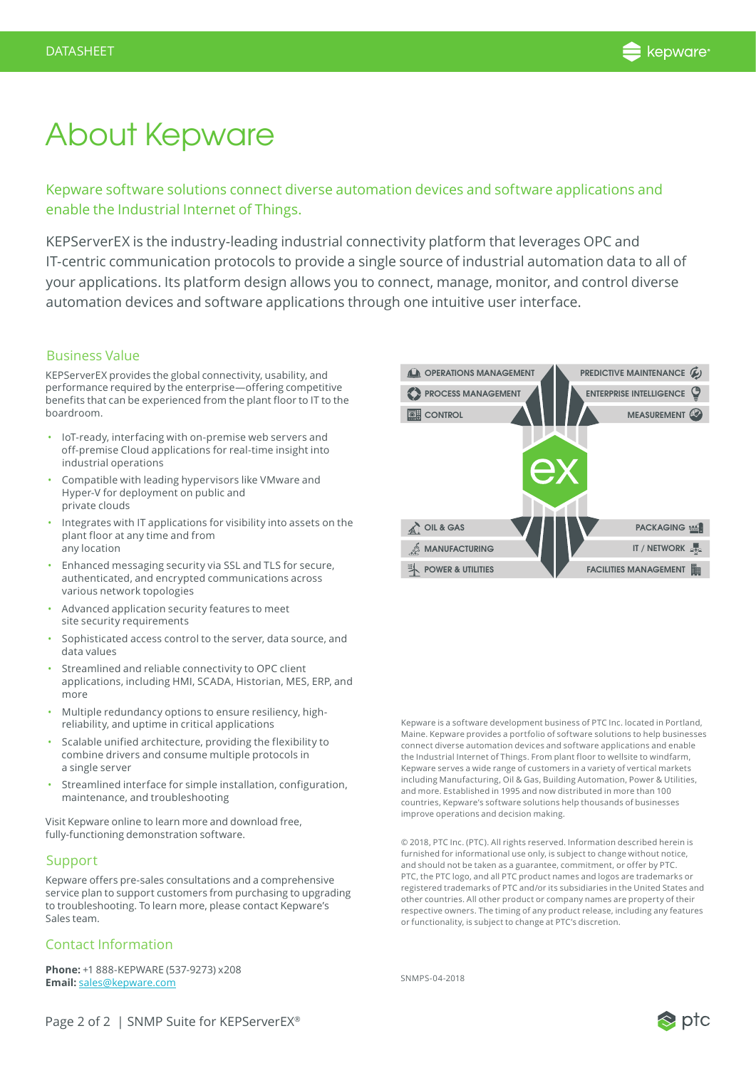# About Kepware

Kepware software solutions connect diverse automation devices and software applications and enable the Industrial Internet of Things.

KEPServerEX is the industry-leading industrial connectivity platform that leverages OPC and IT-centric communication protocols to provide a single source of industrial automation data to all of your applications. Its platform design allows you to connect, manage, monitor, and control diverse automation devices and software applications through one intuitive user interface.

## Business Value

KEPServerEX provides the global connectivity, usability, and performance required by the enterprise—offering competitive benefits that can be experienced from the plant floor to IT to the boardroom.

- IoT-ready, interfacing with on-premise web servers and off-premise Cloud applications for real-time insight into industrial operations
- Compatible with leading hypervisors like VMware and Hyper-V for deployment on public and private clouds
- Integrates with IT applications for visibility into assets on the plant floor at any time and from any location
- Enhanced messaging security via SSL and TLS for secure, authenticated, and encrypted communications across various network topologies
- Advanced application security features to meet site security requirements
- Sophisticated access control to the server, data source, and data values
- Streamlined and reliable connectivity to OPC client applications, including HMI, SCADA, Historian, MES, ERP, and more
- Multiple redundancy options to ensure resiliency, high-reliability, and uptime in critical applications
- Scalable unified architecture, providing the flexibility to combine drivers and consume multiple protocols in a single server
- Streamlined interface for simple installation, configuration, maintenance, and troubleshooting

Visit Kepware online to learn more and download free, fully-functioning demonstration software.

## Support

Kepware offers pre-sales consultations and a comprehensive service plan to support customers from purchasing to upgrading to troubleshooting. To learn more, please contact Kepware's Sales team.

## Contact Information

**Phone:** +1 888-KEPWARE (537-9273) x208
**Email:** sales@kepware.com

OPERATIONS MANAGEMENT
PROCESS MANAGEMENT
CONTROL
PREDICTIVE MAINTENANCE
ENTERPRISE INTELLIGENCE
MEASUREMENT
ex
OIL & GAS
MANUFACTURING
POWER & UTILITIES
PACKAGING
IT / NETWORK
FACILITIES MANAGEMENT

Kepware is a software development business of PTC Inc. located in Portland, Maine. Kepware provides a portfolio of software solutions to help businesses connect diverse automation devices and software applications and enable the Industrial Internet of Things. From plant floor to wellsite to windfarm, Kepware serves a wide range of customers in a variety of vertical markets including Manufacturing, Oil & Gas, Building Automation, Power & Utilities, and more. Established in 1995 and now distributed in more than 100 countries, Kepware's software solutions help thousands of businesses improve operations and decision making.

© 2018, PTC Inc. (PTC). All rights reserved. Information described herein is furnished for informational use only, is subject to change without notice, and should not be taken as a guarantee, commitment, or offer by PTC. PTC, the PTC logo, and all PTC product names and logos are trademarks or registered trademarks of PTC and/or its subsidiaries in the United States and other countries. All other product or company names are property of their respective owners. The timing of any product release, including any features or functionality, is subject to change at PTC's discretion.

SNMPS-04-2018